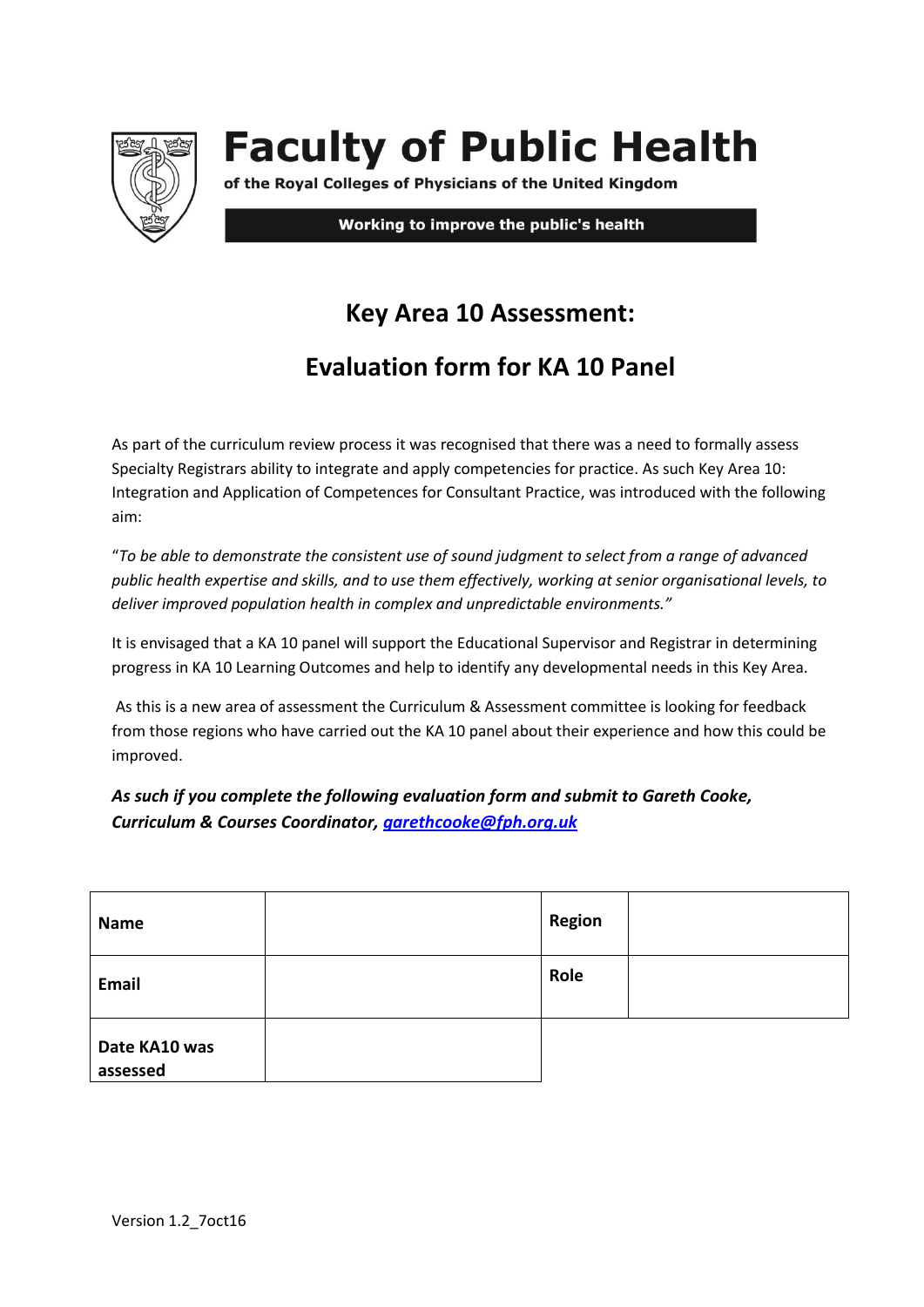# Faculty of Public Health

**of the Royal Colleges of Physicians of the United Kingdom**

**Working to improve the public's health**

## Key Area 10 Assessment:

## Evaluation form for KA 10 Panel

As part of the curriculum review process it was recognised that there was a need to formally assess Specialty Registrars ability to integrate and apply competencies for practice. As such Key Area 10: Integration and Application of Competences for Consultant Practice, was introduced with the following aim:

"*To be able to demonstrate the consistent use of sound judgment to select from a range of advanced public health expertise and skills, and to use them effectively, working at senior organisational levels, to deliver improved population health in complex and unpredictable environments."*

It is envisaged that a KA 10 panel will support the Educational Supervisor and Registrar in determining progress in KA 10 Learning Outcomes and help to identify any developmental needs in this Key Area.

As this is a new area of assessment the Curriculum & Assessment committee is looking for feedback from those regions who have carried out the KA 10 panel about their experience and how this could be improved.

***As such if you complete the following evaluation form and submit to Gareth Cooke, Curriculum & Courses Coordinator, garethcooke@fph.org.uk***

| | | | |
|---|---|---|---|
| **Name** | | **Region** | |
| **Email** | | **Role** | |
| **Date KA10 was assessed** | | | |

Version 1.2_7oct16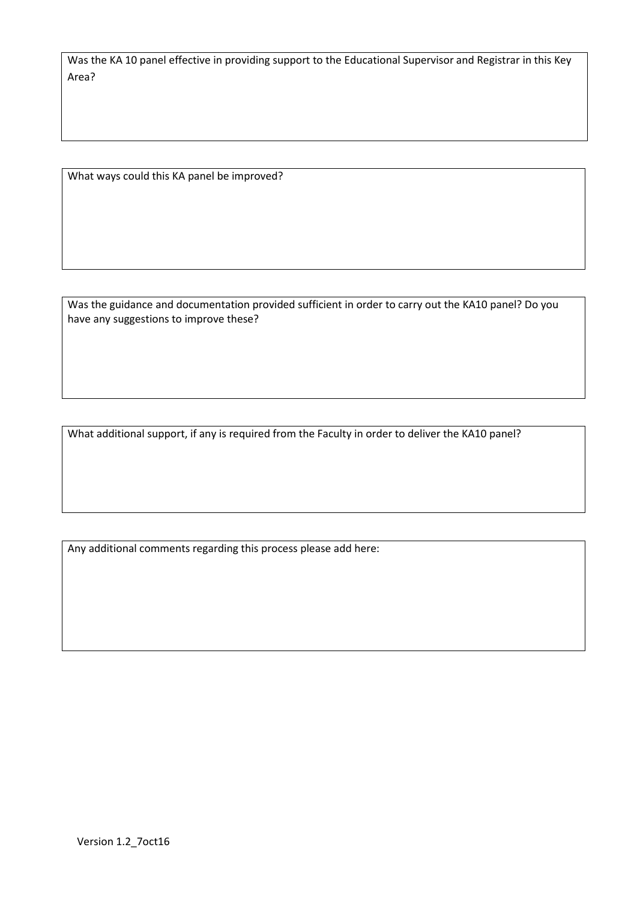Was the KA 10 panel effective in providing support to the Educational Supervisor and Registrar in this Key Area?

What ways could this KA panel be improved?

Was the guidance and documentation provided sufficient in order to carry out the KA10 panel? Do you have any suggestions to improve these?

What additional support, if any is required from the Faculty in order to deliver the KA10 panel?

Any additional comments regarding this process please add here:

Version 1.2_7oct16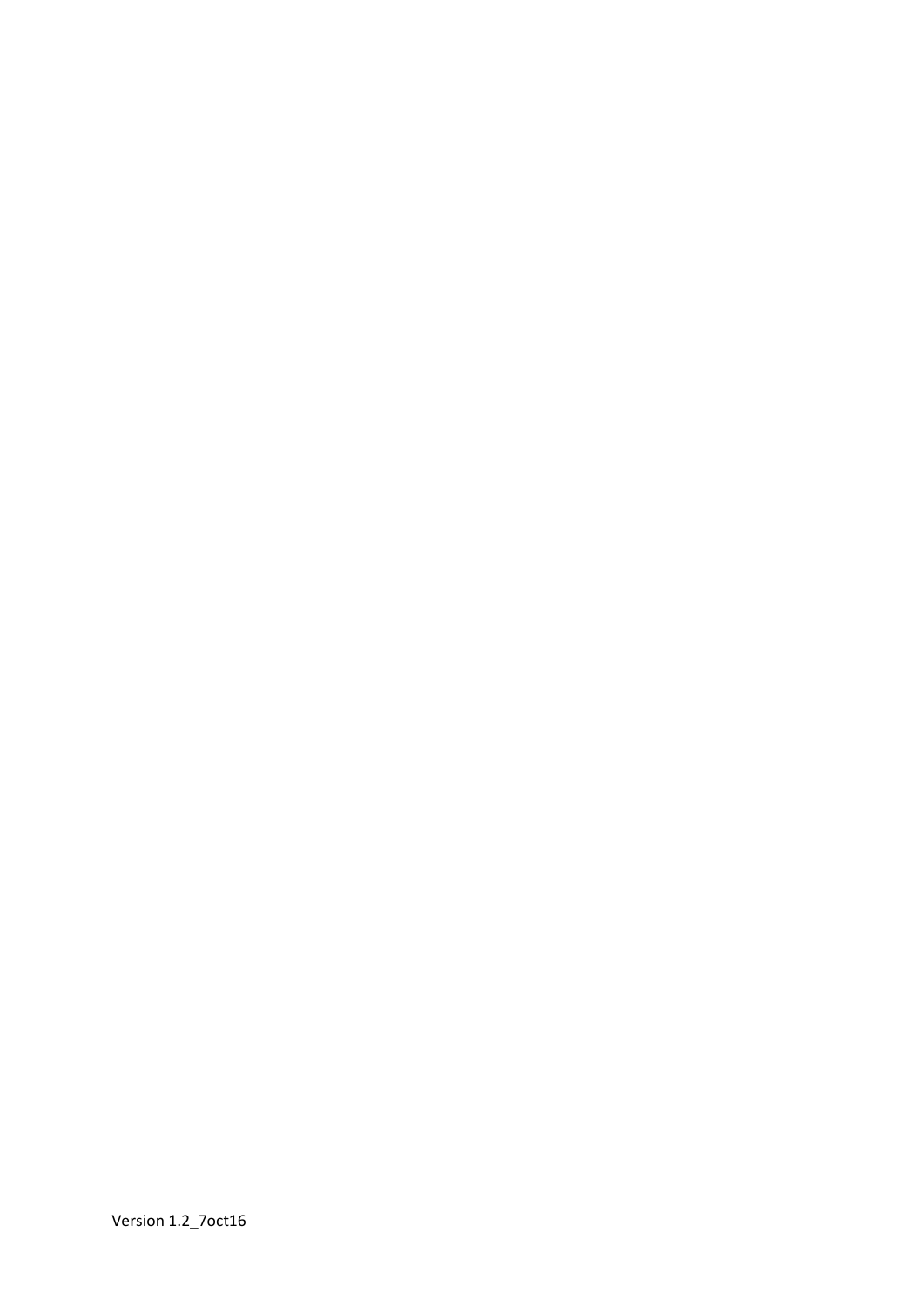Version 1.2_7oct16